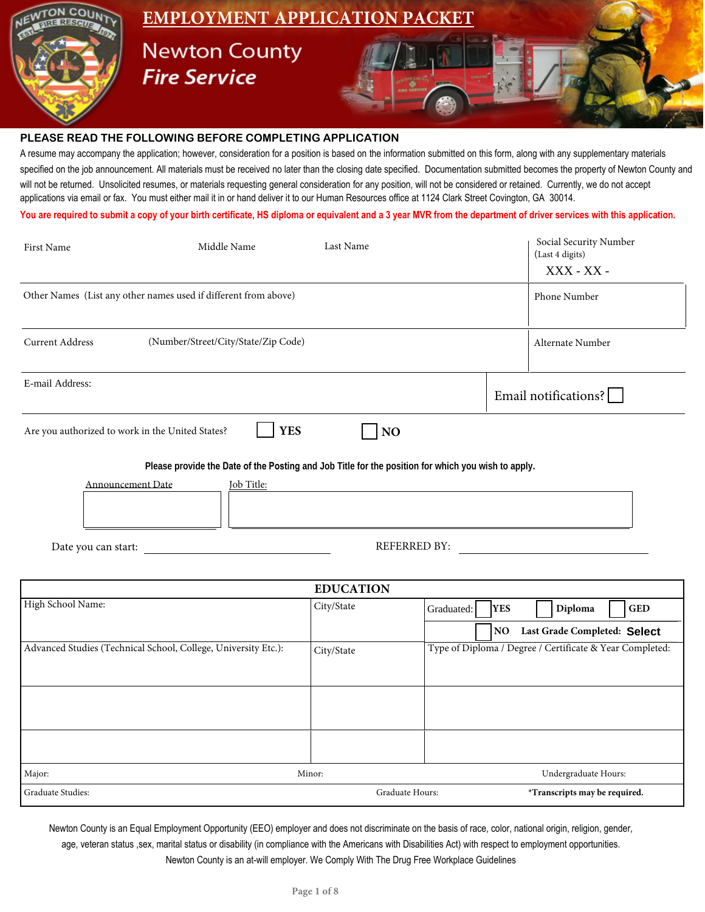# EMPLOYMENT APPLICATION PACKET

## Newton County Fire Service

### PLEASE READ THE FOLLOWING BEFORE COMPLETING APPLICATION

A resume may accompany the application; however, consideration for a position is based on the information submitted on this form, along with any supplementary materials specified on the job announcement. All materials must be received no later than the closing date specified. Documentation submitted becomes the property of Newton County and will not be returned. Unsolicited resumes, or materials requesting general consideration for any position, will not be considered or retained. Currently, we do not accept applications via email or fax. You must either mail it in or hand deliver it to our Human Resources office at 1124 Clark Street Covington, GA 30014.

**You are required to submit a copy of your birth certificate, HS diploma or equivalent and a 3 year MVR from the department of driver services with this application.**

| First Name | Middle Name | Last Name | Social Security Number (Last 4 digits) XXX - XX - |
|---|---|---|---|
| Other Names (List any other names used if different from above) | | | Phone Number |
| Current Address (Number/Street/City/State/Zip Code) | | | Alternate Number |
| E-mail Address: | | | Email notifications? ☐ |

Are you authorized to work in the United States? ☐ **YES** ☐ **NO**

**Please provide the Date of the Posting and Job Title for the position for which you wish to apply.**

| Announcement Date | Job Title: |
|---|---|
| | |

Date you can start: ____________________ REFERRED BY: ____________________

| EDUCATION | | |
|---|---|---|
| High School Name: | City/State | Graduated: ☐ **YES** ☐ **Diploma** ☐ **GED** ☐ **NO** **Last Grade Completed:** **Select** |
| Advanced Studies (Technical School, College, University Etc.): | City/State | Type of Diploma / Degree / Certificate & Year Completed: |
| | | |
| | | |
| Major: | Minor: | Undergraduate Hours: |
| Graduate Studies: | Graduate Hours: | ***Transcripts may be required.** |

Newton County is an Equal Employment Opportunity (EEO) employer and does not discriminate on the basis of race, color, national origin, religion, gender, age, veteran status ,sex, marital status or disability (in compliance with the Americans with Disabilities Act) with respect to employment opportunities. Newton County is an at-will employer. We Comply With The Drug Free Workplace Guidelines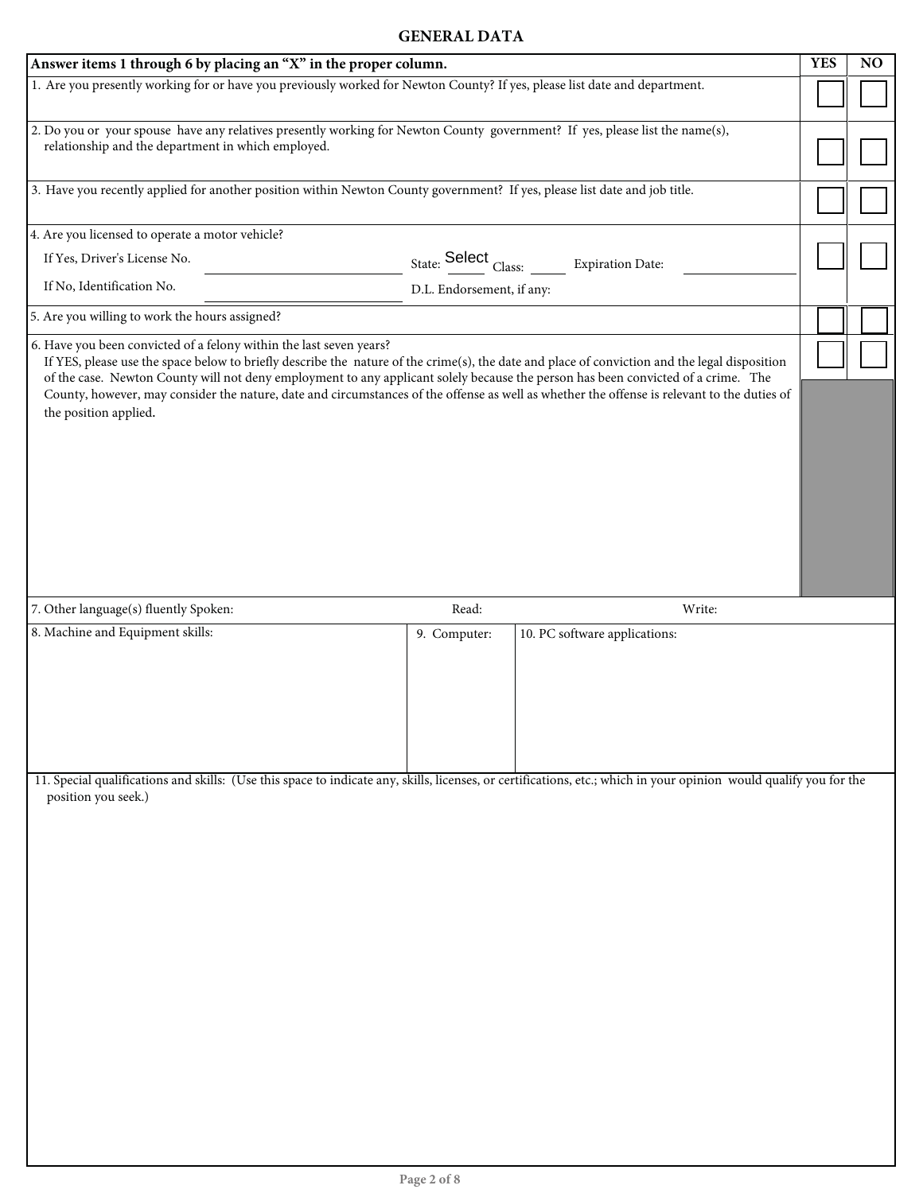## GENERAL DATA

| Answer items 1 through 6 by placing an "X" in the proper column. | YES | NO |
|---|---|---|
| 1. Are you presently working for or have you previously worked for Newton County? If yes, please list date and department. | ☐ | ☐ |
| 2. Do you or your spouse have any relatives presently working for Newton County government? If yes, please list the name(s), relationship and the department in which employed. | ☐ | ☐ |
| 3. Have you recently applied for another position within Newton County government? If yes, please list date and job title. | ☐ | ☐ |
| 4. Are you licensed to operate a motor vehicle?<br>If Yes, Driver's License No. ______ State: Select Class: ______ Expiration Date: ______<br>If No, Identification No. ______ D.L. Endorsement, if any: | ☐ | ☐ |
| 5. Are you willing to work the hours assigned? | ☐ | ☐ |
| 6. Have you been convicted of a felony within the last seven years?<br>If YES, please use the space below to briefly describe the nature of the crime(s), the date and place of conviction and the legal disposition of the case. Newton County will not deny employment to any applicant solely because the person has been convicted of a crime. The County, however, may consider the nature, date and circumstances of the offense as well as whether the offense is relevant to the duties of the position applied. | ☐ | ☐ |

7. Other language(s) fluently Spoken: Read: Write:

| 8. Machine and Equipment skills: | 9. Computer: | 10. PC software applications: |
|---|---|---|
| | | |

11. Special qualifications and skills: (Use this space to indicate any, skills, licenses, or certifications, etc.; which in your opinion would qualify you for the position you seek.)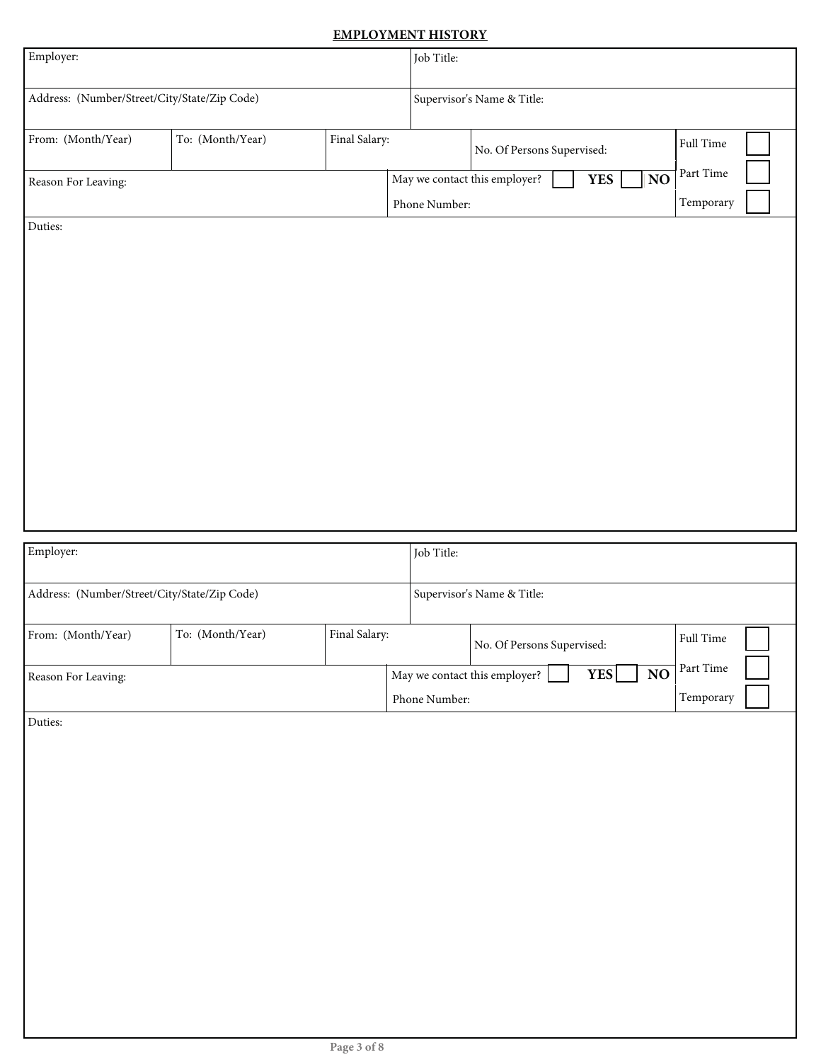## EMPLOYMENT HISTORY

| Employer: | | | Job Title: | |
|---|---|---|---|---|
| Address: (Number/Street/City/State/Zip Code) | | | Supervisor's Name & Title: | |
| From: (Month/Year) | To: (Month/Year) | Final Salary: | No. Of Persons Supervised: | Full Time ☐ |
| Reason For Leaving: | | | May we contact this employer? ☐ YES ☐ NO | Part Time ☐ |
| | | | Phone Number: | Temporary ☐ |
| Duties: | | | | |

| Employer: | | | Job Title: | |
|---|---|---|---|---|
| Address: (Number/Street/City/State/Zip Code) | | | Supervisor's Name & Title: | |
| From: (Month/Year) | To: (Month/Year) | Final Salary: | No. Of Persons Supervised: | Full Time ☐ |
| Reason For Leaving: | | | May we contact this employer? ☐ YES ☐ NO | Part Time ☐ |
| | | | Phone Number: | Temporary ☐ |
| Duties: | | | | |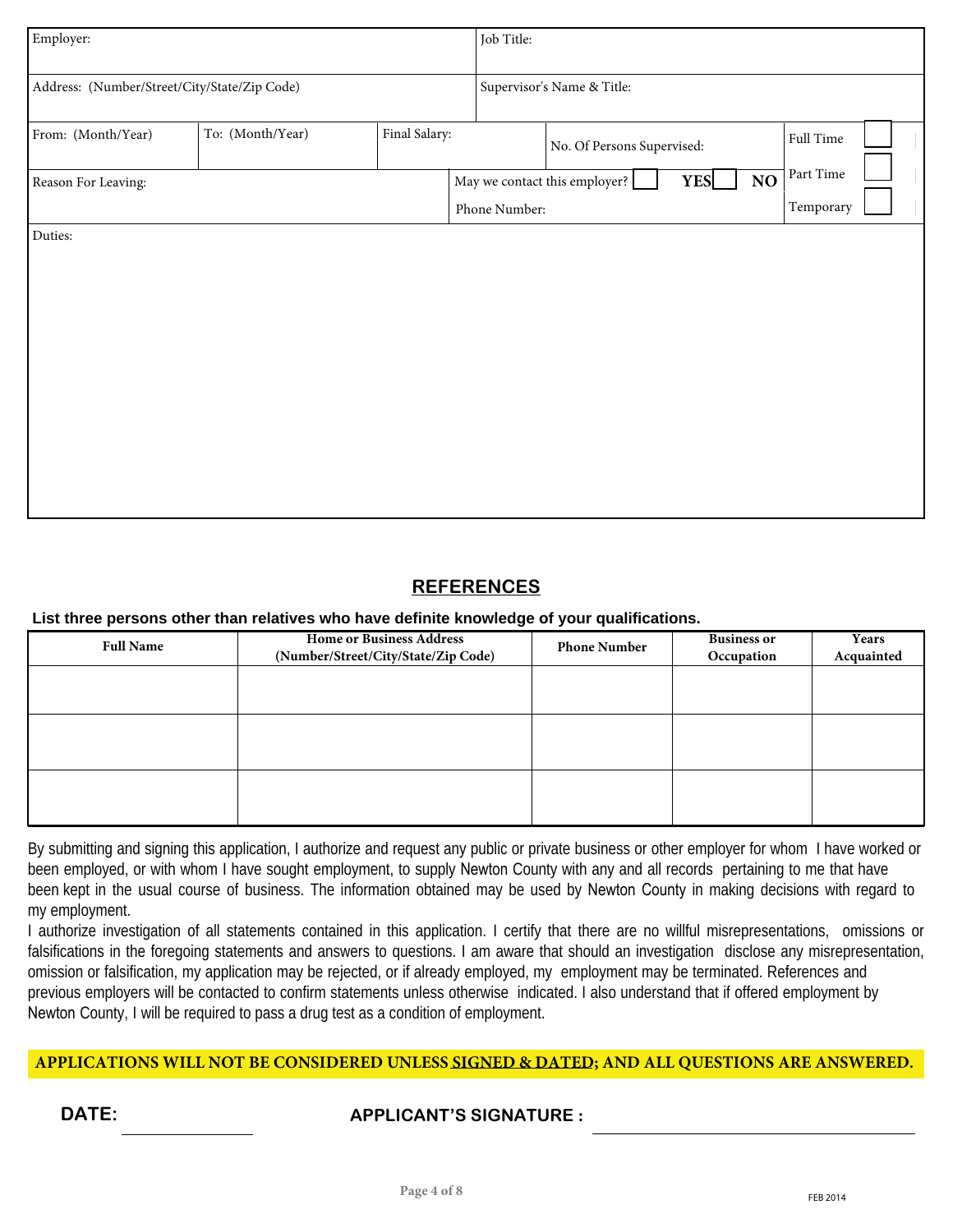| Employer: | | | Job Title: | | |
|---|---|---|---|---|---|
| Address: (Number/Street/City/State/Zip Code) | | | Supervisor's Name & Title: | | |
| From: (Month/Year) | To: (Month/Year) | Final Salary: | No. Of Persons Supervised: | | Full Time ☐ |
| Reason For Leaving: | | | May we contact this employer? ☐ YES ☐ NO | | Part Time ☐ |
| | | | Phone Number: | | Temporary ☐ |
| Duties: | | | | | |

## REFERENCES

**List three persons other than relatives who have definite knowledge of your qualifications.**

| Full Name | Home or Business Address (Number/Street/City/State/Zip Code) | Phone Number | Business or Occupation | Years Acquainted |
|---|---|---|---|---|
| | | | | |
| | | | | |
| | | | | |

By submitting and signing this application, I authorize and request any public or private business or other employer for whom I have worked or been employed, or with whom I have sought employment, to supply Newton County with any and all records pertaining to me that have been kept in the usual course of business. The information obtained may be used by Newton County in making decisions with regard to my employment.

I authorize investigation of all statements contained in this application. I certify that there are no willful misrepresentations, omissions or falsifications in the foregoing statements and answers to questions. I am aware that should an investigation disclose any misrepresentation, omission or falsification, my application may be rejected, or if already employed, my employment may be terminated. References and previous employers will be contacted to confirm statements unless otherwise indicated. I also understand that if offered employment by Newton County, I will be required to pass a drug test as a condition of employment.

**APPLICATIONS WILL NOT BE CONSIDERED UNLESS SIGNED & DATED; AND ALL QUESTIONS ARE ANSWERED.**

**DATE:** ______________ **APPLICANT'S SIGNATURE :** ______________________________

FEB 2014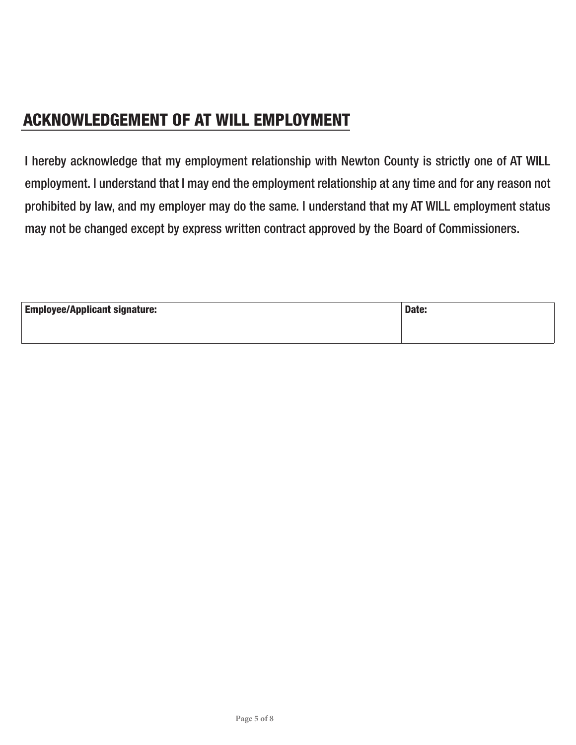## ACKNOWLEDGEMENT OF AT WILL EMPLOYMENT

I hereby acknowledge that my employment relationship with Newton County is strictly one of AT WILL employment. I understand that I may end the employment relationship at any time and for any reason not prohibited by law, and my employer may do the same. I understand that my AT WILL employment status may not be changed except by express written contract approved by the Board of Commissioners.

| Employee/Applicant signature: | Date: |
| --- | --- |
| | |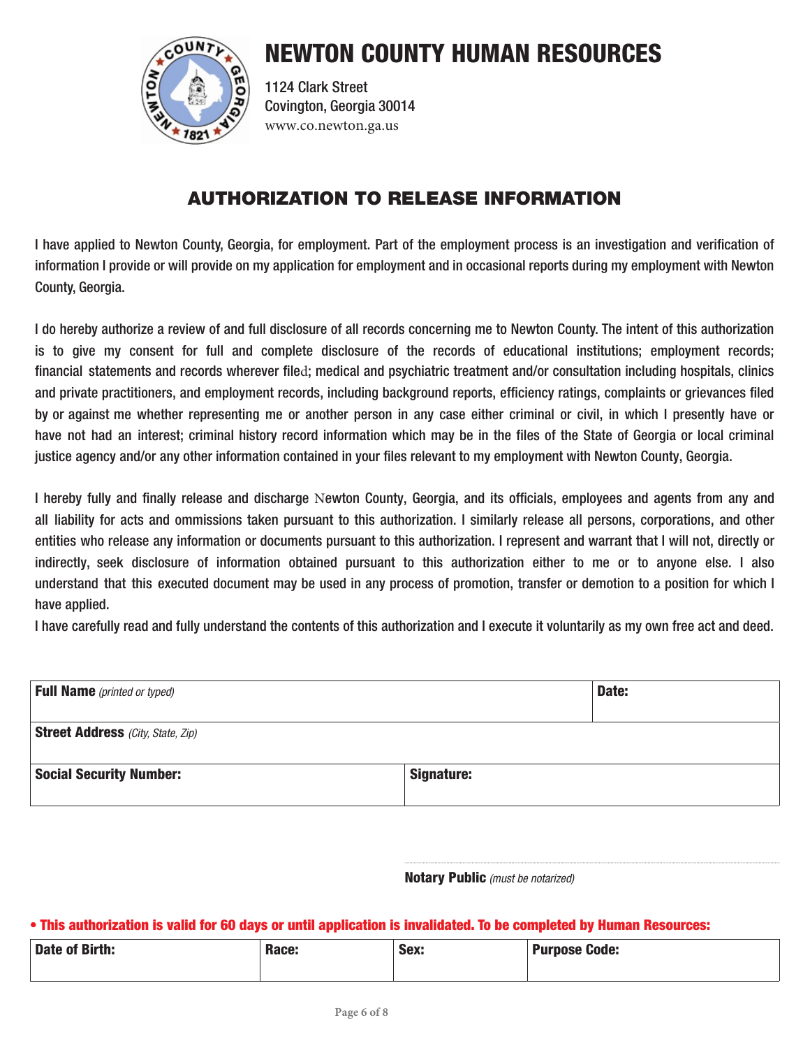# NEWTON COUNTY HUMAN RESOURCES

1124 Clark Street
Covington, Georgia 30014
www.co.newton.ga.us

## AUTHORIZATION TO RELEASE INFORMATION

I have applied to Newton County, Georgia, for employment. Part of the employment process is an investigation and verification of information I provide or will provide on my application for employment and in occasional reports during my employment with Newton County, Georgia.

I do hereby authorize a review of and full disclosure of all records concerning me to Newton County. The intent of this authorization is to give my consent for full and complete disclosure of the records of educational institutions; employment records; financial statements and records wherever filed; medical and psychiatric treatment and/or consultation including hospitals, clinics and private practitioners, and employment records, including background reports, efficiency ratings, complaints or grievances filed by or against me whether representing me or another person in any case either criminal or civil, in which I presently have or have not had an interest; criminal history record information which may be in the files of the State of Georgia or local criminal justice agency and/or any other information contained in your files relevant to my employment with Newton County, Georgia.

I hereby fully and finally release and discharge Newton County, Georgia, and its officials, employees and agents from any and all liability for acts and ommissions taken pursuant to this authorization. I similarly release all persons, corporations, and other entities who release any information or documents pursuant to this authorization. I represent and warrant that I will not, directly or indirectly, seek disclosure of information obtained pursuant to this authorization either to me or to anyone else. I also understand that this executed document may be used in any process of promotion, transfer or demotion to a position for which I have applied.

I have carefully read and fully understand the contents of this authorization and I execute it voluntarily as my own free act and deed.

| **Full Name** *(printed or typed)* | | **Date:** |
|---|---|---|
| **Street Address** *(City, State, Zip)* | | |
| **Social Security Number:** | **Signature:** | |

**Notary Public** *(must be notarized)*

**• This authorization is valid for 60 days or until application is invalidated. To be completed by Human Resources:**

| **Date of Birth:** | **Race:** | **Sex:** | **Purpose Code:** |
|---|---|---|---|
| | | | |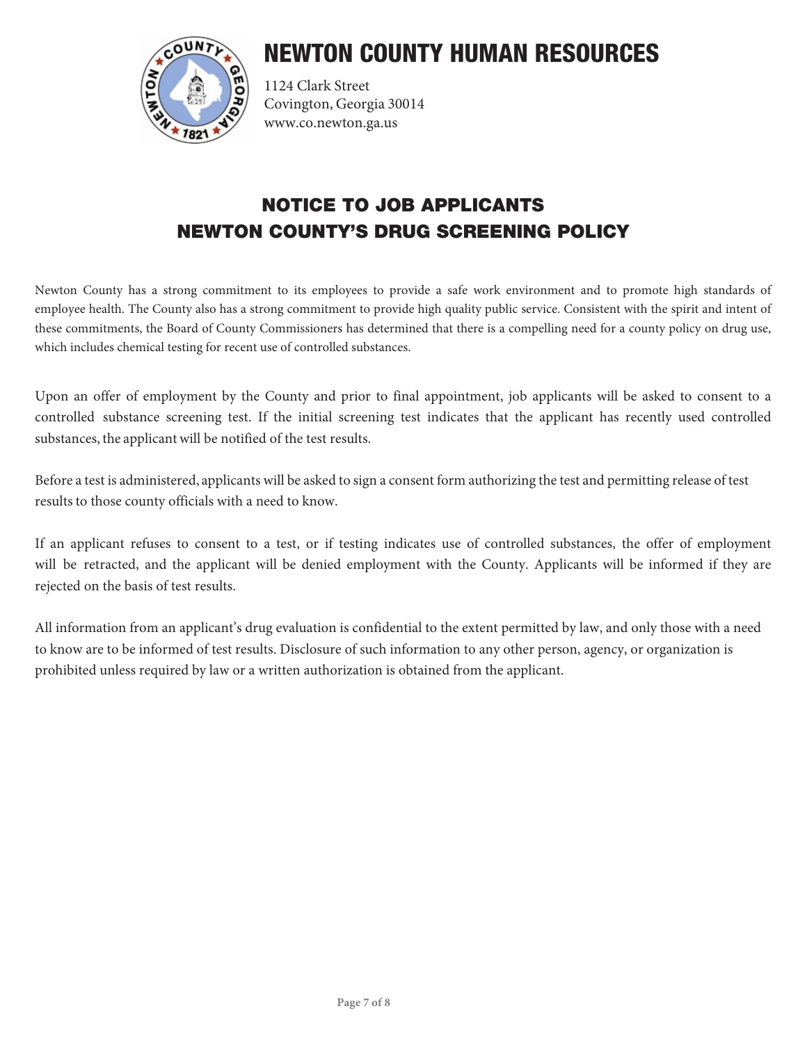# NEWTON COUNTY HUMAN RESOURCES

1124 Clark Street
Covington, Georgia 30014
www.co.newton.ga.us

## NOTICE TO JOB APPLICANTS
## NEWTON COUNTY'S DRUG SCREENING POLICY

Newton County has a strong commitment to its employees to provide a safe work environment and to promote high standards of employee health. The County also has a strong commitment to provide high quality public service. Consistent with the spirit and intent of these commitments, the Board of County Commissioners has determined that there is a compelling need for a county policy on drug use, which includes chemical testing for recent use of controlled substances.

Upon an offer of employment by the County and prior to final appointment, job applicants will be asked to consent to a controlled substance screening test. If the initial screening test indicates that the applicant has recently used controlled substances, the applicant will be notified of the test results.

Before a test is administered, applicants will be asked to sign a consent form authorizing the test and permitting release of test results to those county officials with a need to know.

If an applicant refuses to consent to a test, or if testing indicates use of controlled substances, the offer of employment will be retracted, and the applicant will be denied employment with the County. Applicants will be informed if they are rejected on the basis of test results.

All information from an applicant's drug evaluation is confidential to the extent permitted by law, and only those with a need to know are to be informed of test results. Disclosure of such information to any other person, agency, or organization is prohibited unless required by law or a written authorization is obtained from the applicant.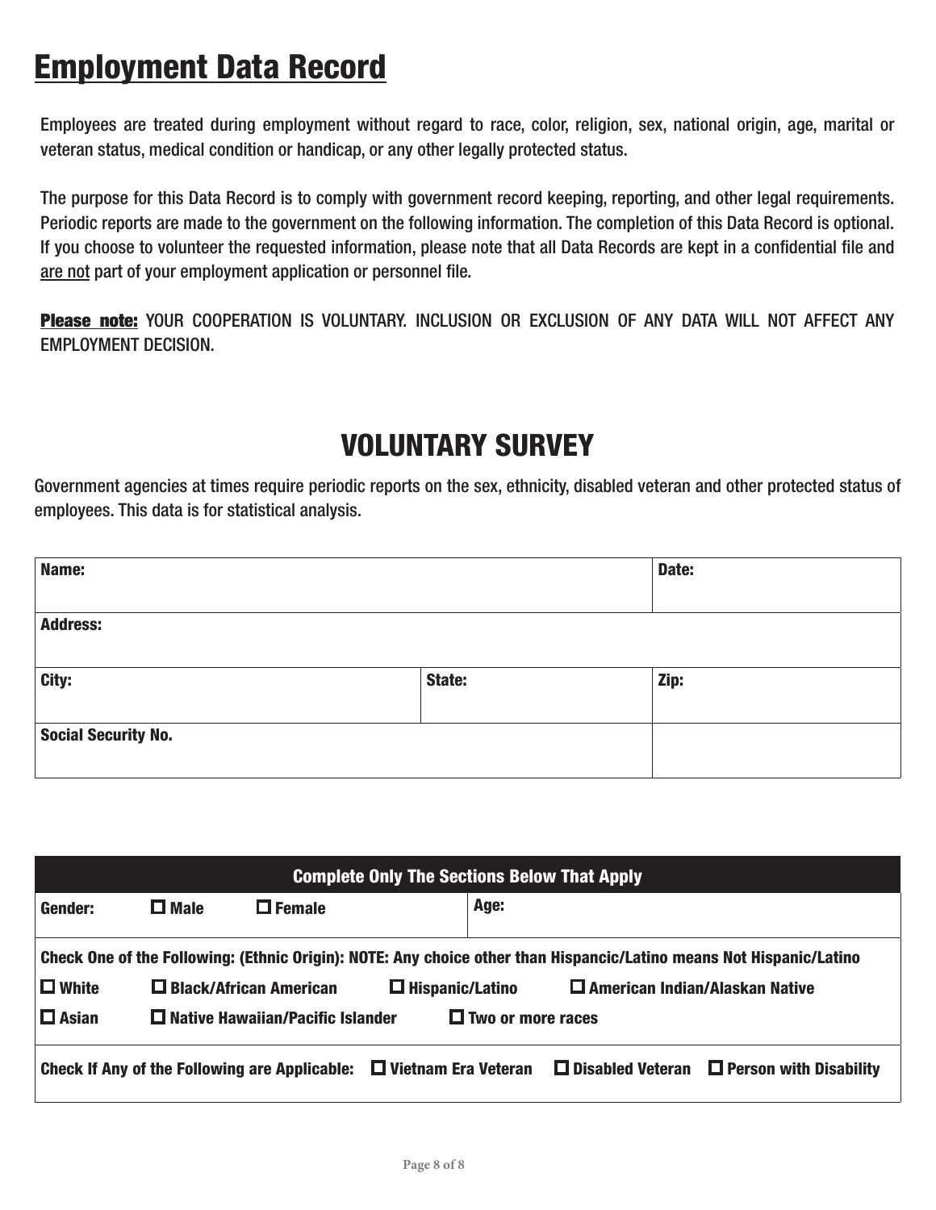# Employment Data Record

Employees are treated during employment without regard to race, color, religion, sex, national origin, age, marital or veteran status, medical condition or handicap, or any other legally protected status.

The purpose for this Data Record is to comply with government record keeping, reporting, and other legal requirements. Periodic reports are made to the government on the following information. The completion of this Data Record is optional. If you choose to volunteer the requested information, please note that all Data Records are kept in a confidential file and are not part of your employment application or personnel file.

**Please note:** YOUR COOPERATION IS VOLUNTARY. INCLUSION OR EXCLUSION OF ANY DATA WILL NOT AFFECT ANY EMPLOYMENT DECISION.

## VOLUNTARY SURVEY

Government agencies at times require periodic reports on the sex, ethnicity, disabled veteran and other protected status of employees. This data is for statistical analysis.

| **Name:** | | **Date:** |
|---|---|---|
| **Address:** | | |
| **City:** | **State:** | **Zip:** |
| **Social Security No.** | | |

| **Complete Only The Sections Below That Apply** | |
|---|---|
| **Gender:** ☐ **Male** ☐ **Female** | **Age:** |
| **Check One of the Following: (Ethnic Origin): NOTE: Any choice other than Hispancic/Latino means Not Hispanic/Latino** | |
| ☐ **White** ☐ **Black/African American** ☐ **Hispanic/Latino** ☐ **American Indian/Alaskan Native** | |
| ☐ **Asian** ☐ **Native Hawaiian/Pacific Islander** ☐ **Two or more races** | |
| **Check If Any of the Following are Applicable:** ☐ **Vietnam Era Veteran** ☐ **Disabled Veteran** ☐ **Person with Disability** | |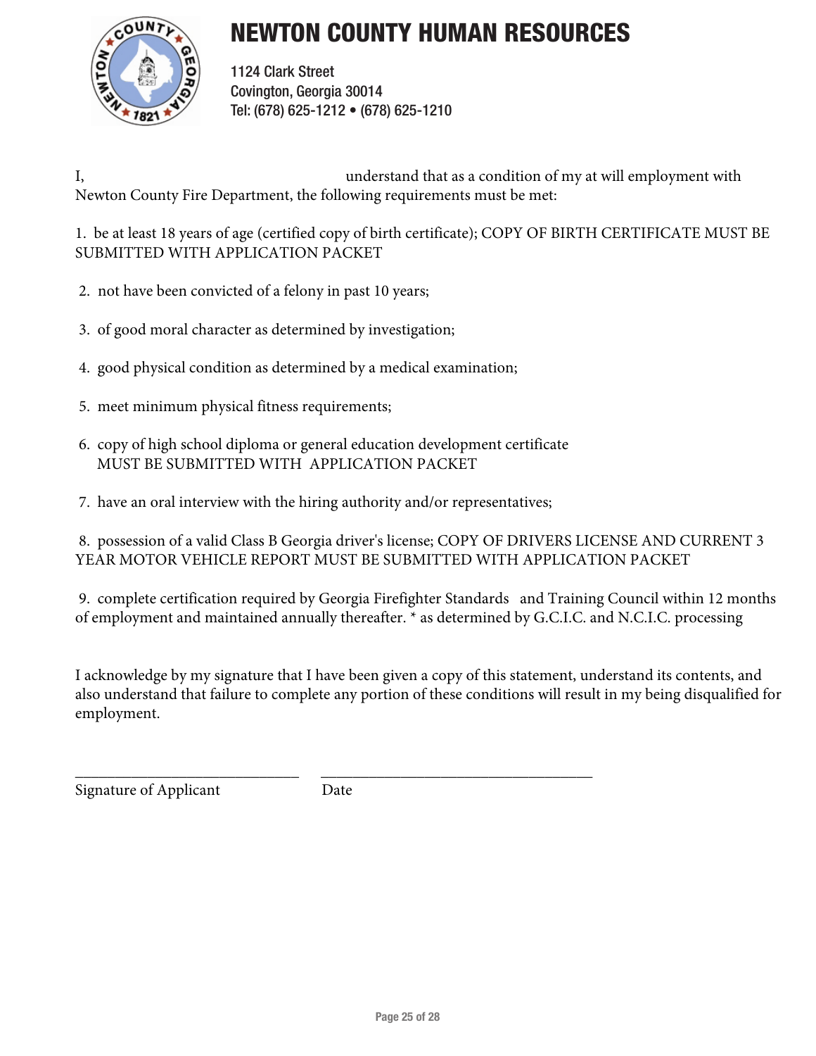# NEWTON COUNTY HUMAN RESOURCES

1124 Clark Street
Covington, Georgia 30014
Tel: (678) 625-1212 • (678) 625-1210

I, _______________________________ understand that as a condition of my at will employment with Newton County Fire Department, the following requirements must be met:

1. be at least 18 years of age (certified copy of birth certificate); COPY OF BIRTH CERTIFICATE MUST BE SUBMITTED WITH APPLICATION PACKET

2. not have been convicted of a felony in past 10 years;

3. of good moral character as determined by investigation;

4. good physical condition as determined by a medical examination;

5. meet minimum physical fitness requirements;

6. copy of high school diploma or general education development certificate MUST BE SUBMITTED WITH APPLICATION PACKET

7. have an oral interview with the hiring authority and/or representatives;

8. possession of a valid Class B Georgia driver's license; COPY OF DRIVERS LICENSE AND CURRENT 3 YEAR MOTOR VEHICLE REPORT MUST BE SUBMITTED WITH APPLICATION PACKET

9. complete certification required by Georgia Firefighter Standards and Training Council within 12 months of employment and maintained annually thereafter. * as determined by G.C.I.C. and N.C.I.C. processing

I acknowledge by my signature that I have been given a copy of this statement, understand its contents, and also understand that failure to complete any portion of these conditions will result in my being disqualified for employment.

_____________________________ _________________________________

Signature of Applicant Date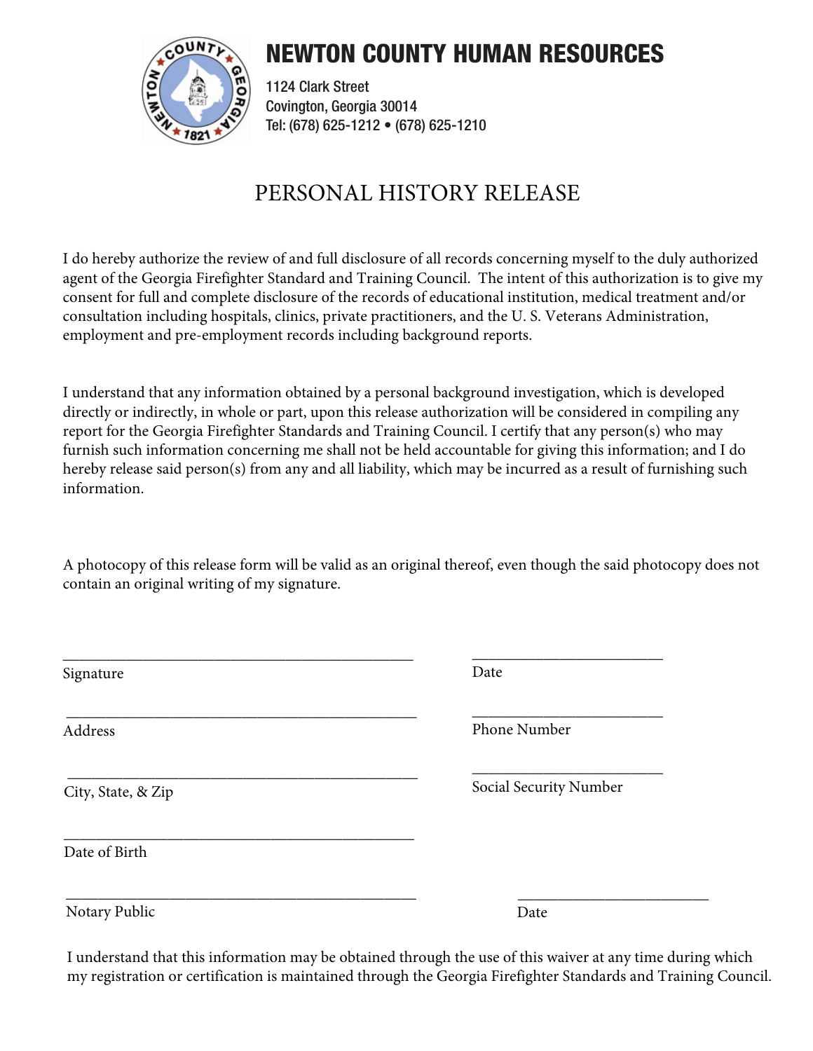# NEWTON COUNTY HUMAN RESOURCES

1124 Clark Street
Covington, Georgia 30014
Tel: (678) 625-1212 • (678) 625-1210

## PERSONAL HISTORY RELEASE

I do hereby authorize the review of and full disclosure of all records concerning myself to the duly authorized agent of the Georgia Firefighter Standard and Training Council. The intent of this authorization is to give my consent for full and complete disclosure of the records of educational institution, medical treatment and/or consultation including hospitals, clinics, private practitioners, and the U. S. Veterans Administration, employment and pre-employment records including background reports.

I understand that any information obtained by a personal background investigation, which is developed directly or indirectly, in whole or part, upon this release authorization will be considered in compiling any report for the Georgia Firefighter Standards and Training Council. I certify that any person(s) who may furnish such information concerning me shall not be held accountable for giving this information; and I do hereby release said person(s) from any and all liability, which may be incurred as a result of furnishing such information.

A photocopy of this release form will be valid as an original thereof, even though the said photocopy does not contain an original writing of my signature.

\_\_\_\_\_\_\_\_\_\_\_\_\_\_\_\_\_\_\_\_\_\_\_\_\_\_\_\_\_\_\_\_\_\_\_\_\_\_\_\_ \_\_\_\_\_\_\_\_\_\_\_\_\_\_\_\_\_\_\_\_\_\_\_\_
Signature Date

\_\_\_\_\_\_\_\_\_\_\_\_\_\_\_\_\_\_\_\_\_\_\_\_\_\_\_\_\_\_\_\_\_\_\_\_\_\_\_\_ \_\_\_\_\_\_\_\_\_\_\_\_\_\_\_\_\_\_\_\_\_\_\_\_
Address Phone Number

\_\_\_\_\_\_\_\_\_\_\_\_\_\_\_\_\_\_\_\_\_\_\_\_\_\_\_\_\_\_\_\_\_\_\_\_\_\_\_\_ \_\_\_\_\_\_\_\_\_\_\_\_\_\_\_\_\_\_\_\_\_\_\_\_
City, State, & Zip Social Security Number

\_\_\_\_\_\_\_\_\_\_\_\_\_\_\_\_\_\_\_\_\_\_\_\_\_\_\_\_\_\_\_\_\_\_\_\_\_\_\_\_
Date of Birth

\_\_\_\_\_\_\_\_\_\_\_\_\_\_\_\_\_\_\_\_\_\_\_\_\_\_\_\_\_\_\_\_\_\_\_\_\_\_\_\_ \_\_\_\_\_\_\_\_\_\_\_\_\_\_\_\_\_\_\_\_\_\_\_\_
Notary Public Date

I understand that this information may be obtained through the use of this waiver at any time during which my registration or certification is maintained through the Georgia Firefighter Standards and Training Council.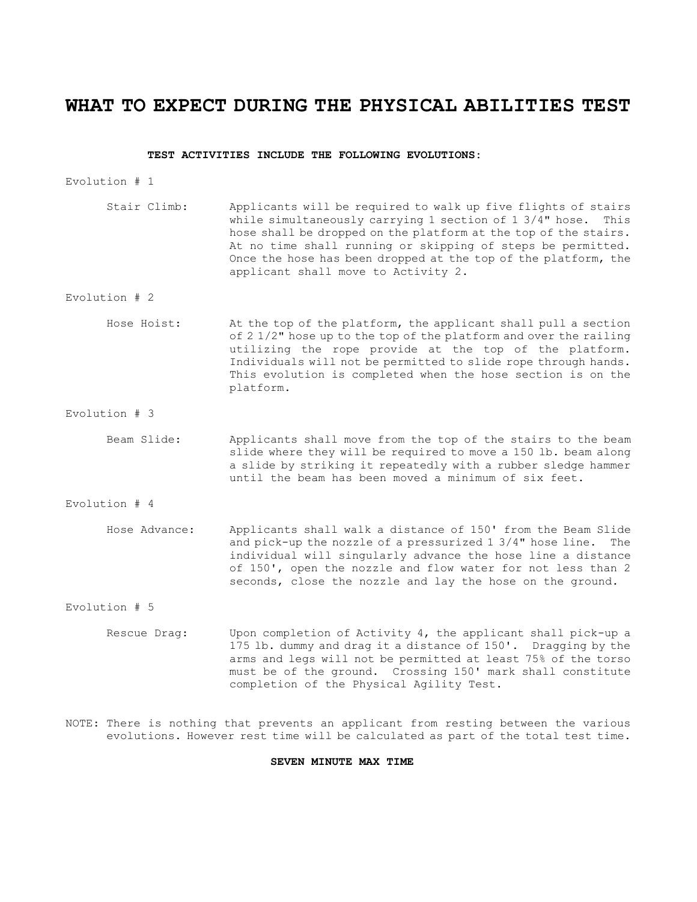# WHAT TO EXPECT DURING THE PHYSICAL ABILITIES TEST

**TEST ACTIVITIES INCLUDE THE FOLLOWING EVOLUTIONS:**

Evolution # 1

Stair Climb: Applicants will be required to walk up five flights of stairs while simultaneously carrying 1 section of 1 3/4" hose. This hose shall be dropped on the platform at the top of the stairs. At no time shall running or skipping of steps be permitted. Once the hose has been dropped at the top of the platform, the applicant shall move to Activity 2.

Evolution # 2

Hose Hoist: At the top of the platform, the applicant shall pull a section of 2 1/2" hose up to the top of the platform and over the railing utilizing the rope provide at the top of the platform. Individuals will not be permitted to slide rope through hands. This evolution is completed when the hose section is on the platform.

Evolution # 3

Beam Slide: Applicants shall move from the top of the stairs to the beam slide where they will be required to move a 150 lb. beam along a slide by striking it repeatedly with a rubber sledge hammer until the beam has been moved a minimum of six feet.

Evolution # 4

Hose Advance: Applicants shall walk a distance of 150' from the Beam Slide and pick-up the nozzle of a pressurized 1 3/4" hose line. The individual will singularly advance the hose line a distance of 150', open the nozzle and flow water for not less than 2 seconds, close the nozzle and lay the hose on the ground.

Evolution # 5

Rescue Drag: Upon completion of Activity 4, the applicant shall pick-up a 175 lb. dummy and drag it a distance of 150'. Dragging by the arms and legs will not be permitted at least 75% of the torso must be of the ground. Crossing 150' mark shall constitute completion of the Physical Agility Test.

NOTE: There is nothing that prevents an applicant from resting between the various evolutions. However rest time will be calculated as part of the total test time.

**SEVEN MINUTE MAX TIME**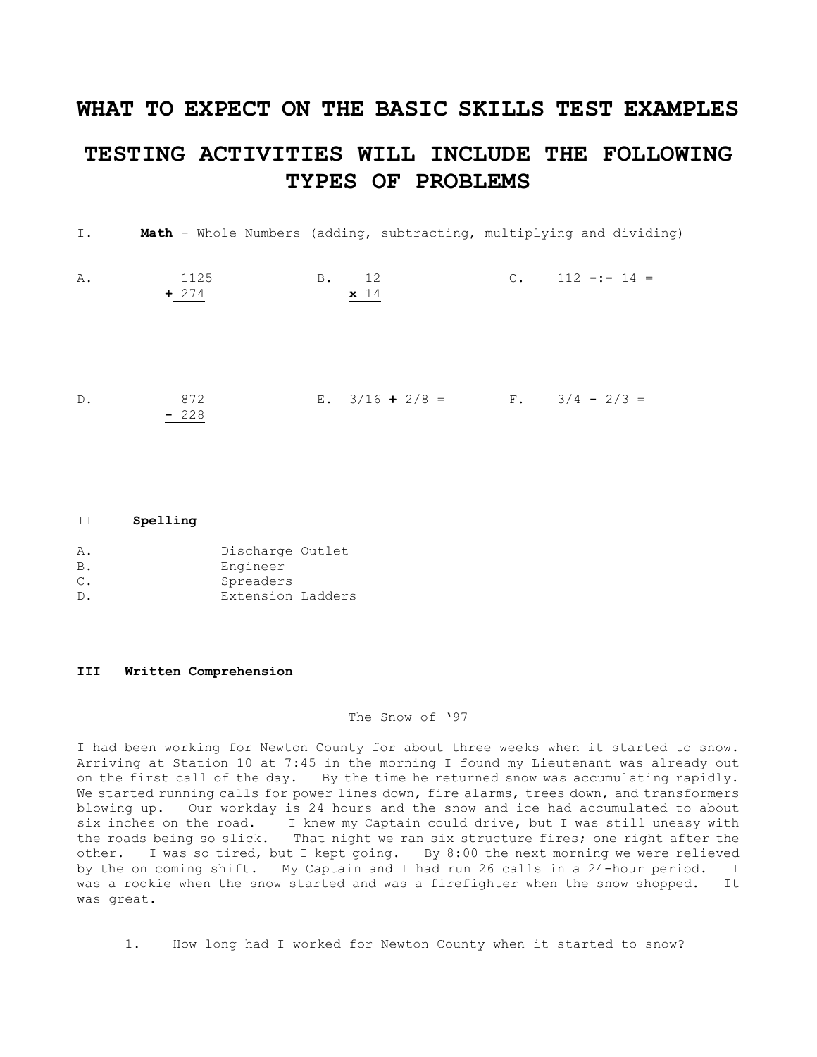# WHAT TO EXPECT ON THE BASIC SKILLS TEST EXAMPLES

# TESTING ACTIVITIES WILL INCLUDE THE FOLLOWING TYPES OF PROBLEMS

I. **Math** - Whole Numbers (adding, subtracting, multiplying and dividing)

A. $\begin{array}{r} 1125 \\ + \underline{274} \end{array}$

B. $\begin{array}{r} 12 \\ \times \underline{14} \end{array}$

C. 112 -:- 14 =

D. $\begin{array}{r} 872 \\ - \underline{228} \end{array}$

E. $3/16 + 2/8 =$

F. $3/4 - 2/3 =$

II **Spelling**

A. Discharge Outlet
B. Engineer
C. Spreaders
D. Extension Ladders

**III Written Comprehension**

The Snow of '97

I had been working for Newton County for about three weeks when it started to snow. Arriving at Station 10 at 7:45 in the morning I found my Lieutenant was already out on the first call of the day. By the time he returned snow was accumulating rapidly. We started running calls for power lines down, fire alarms, trees down, and transformers blowing up. Our workday is 24 hours and the snow and ice had accumulated to about six inches on the road. I knew my Captain could drive, but I was still uneasy with the roads being so slick. That night we ran six structure fires; one right after the other. I was so tired, but I kept going. By 8:00 the next morning we were relieved by the on coming shift. My Captain and I had run 26 calls in a 24-hour period. I was a rookie when the snow started and was a firefighter when the snow shopped. It was great.

1. How long had I worked for Newton County when it started to snow?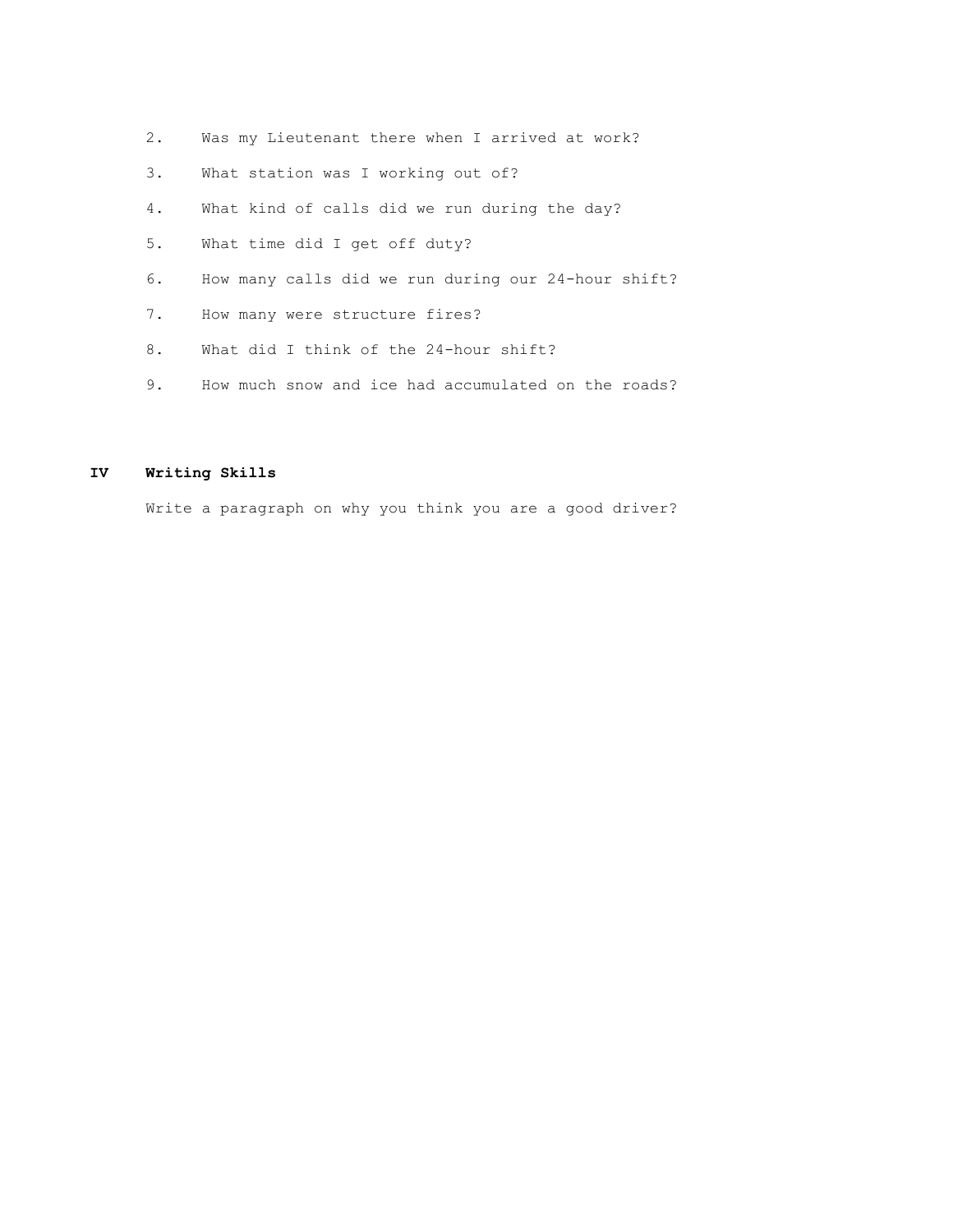2. Was my Lieutenant there when I arrived at work?
3. What station was I working out of?
4. What kind of calls did we run during the day?
5. What time did I get off duty?
6. How many calls did we run during our 24-hour shift?
7. How many were structure fires?
8. What did I think of the 24-hour shift?
9. How much snow and ice had accumulated on the roads?

## IV Writing Skills

Write a paragraph on why you think you are a good driver?